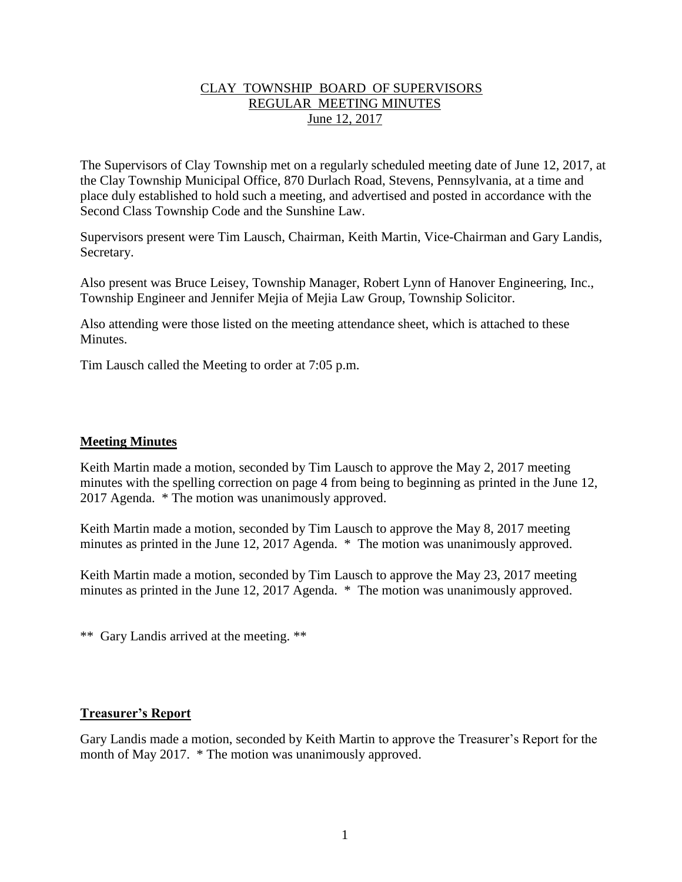CLAY TOWNSHIP BOARD OF SUPERVISORS
REGULAR MEETING MINUTES
June 12, 2017

The Supervisors of Clay Township met on a regularly scheduled meeting date of June 12, 2017, at the Clay Township Municipal Office, 870 Durlach Road, Stevens, Pennsylvania, at a time and place duly established to hold such a meeting, and advertised and posted in accordance with the Second Class Township Code and the Sunshine Law.

Supervisors present were Tim Lausch, Chairman, Keith Martin, Vice-Chairman and Gary Landis, Secretary.

Also present was Bruce Leisey, Township Manager, Robert Lynn of Hanover Engineering, Inc., Township Engineer and Jennifer Mejia of Mejia Law Group, Township Solicitor.

Also attending were those listed on the meeting attendance sheet, which is attached to these Minutes.

Tim Lausch called the Meeting to order at 7:05 p.m.

## Meeting Minutes

Keith Martin made a motion, seconded by Tim Lausch to approve the May 2, 2017 meeting minutes with the spelling correction on page 4 from being to beginning as printed in the June 12, 2017 Agenda. * The motion was unanimously approved.

Keith Martin made a motion, seconded by Tim Lausch to approve the May 8, 2017 meeting minutes as printed in the June 12, 2017 Agenda. * The motion was unanimously approved.

Keith Martin made a motion, seconded by Tim Lausch to approve the May 23, 2017 meeting minutes as printed in the June 12, 2017 Agenda. * The motion was unanimously approved.

** Gary Landis arrived at the meeting. **

## Treasurer's Report

Gary Landis made a motion, seconded by Keith Martin to approve the Treasurer's Report for the month of May 2017. * The motion was unanimously approved.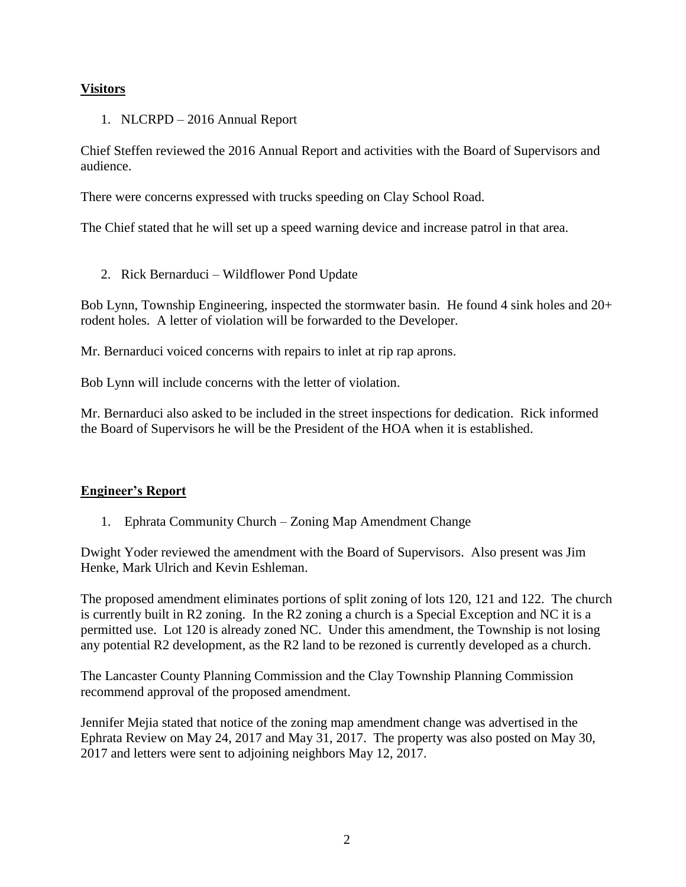## Visitors

1. NLCRPD – 2016 Annual Report

Chief Steffen reviewed the 2016 Annual Report and activities with the Board of Supervisors and audience.

There were concerns expressed with trucks speeding on Clay School Road.

The Chief stated that he will set up a speed warning device and increase patrol in that area.

2. Rick Bernarduci – Wildflower Pond Update

Bob Lynn, Township Engineering, inspected the stormwater basin. He found 4 sink holes and 20+ rodent holes. A letter of violation will be forwarded to the Developer.

Mr. Bernarduci voiced concerns with repairs to inlet at rip rap aprons.

Bob Lynn will include concerns with the letter of violation.

Mr. Bernarduci also asked to be included in the street inspections for dedication. Rick informed the Board of Supervisors he will be the President of the HOA when it is established.

## Engineer's Report

1. Ephrata Community Church – Zoning Map Amendment Change

Dwight Yoder reviewed the amendment with the Board of Supervisors. Also present was Jim Henke, Mark Ulrich and Kevin Eshleman.

The proposed amendment eliminates portions of split zoning of lots 120, 121 and 122. The church is currently built in R2 zoning. In the R2 zoning a church is a Special Exception and NC it is a permitted use. Lot 120 is already zoned NC. Under this amendment, the Township is not losing any potential R2 development, as the R2 land to be rezoned is currently developed as a church.

The Lancaster County Planning Commission and the Clay Township Planning Commission recommend approval of the proposed amendment.

Jennifer Mejia stated that notice of the zoning map amendment change was advertised in the Ephrata Review on May 24, 2017 and May 31, 2017. The property was also posted on May 30, 2017 and letters were sent to adjoining neighbors May 12, 2017.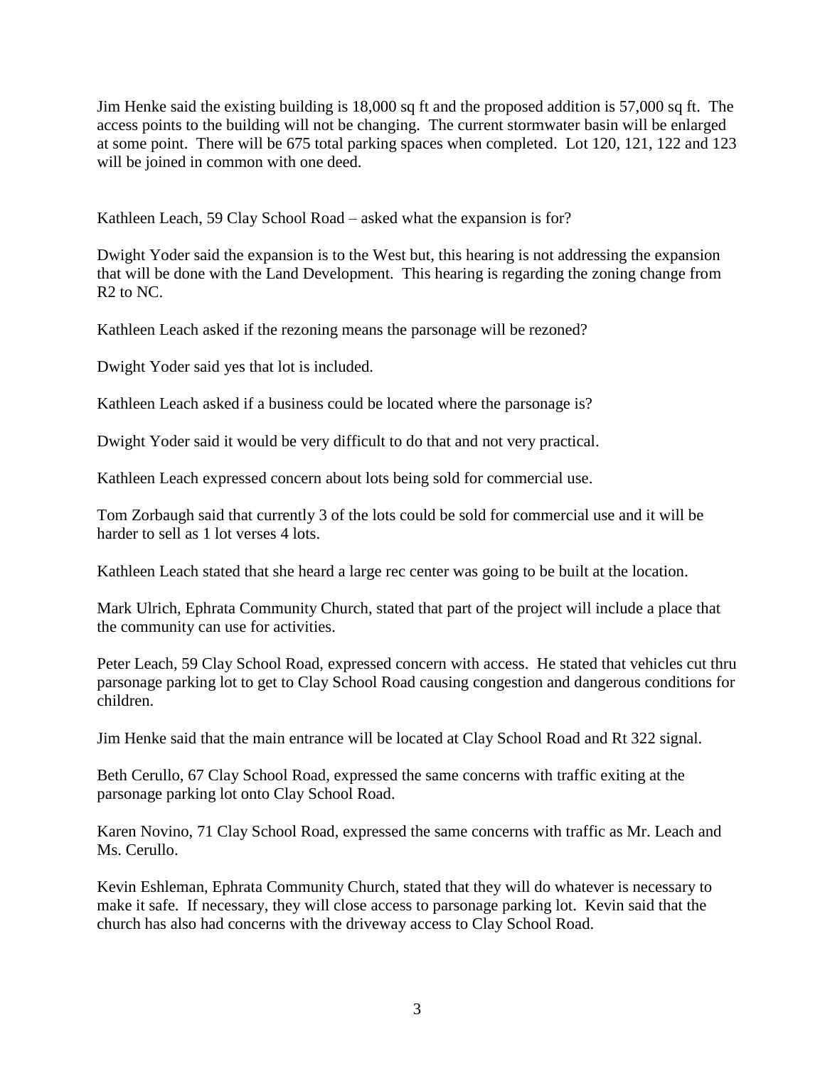Jim Henke said the existing building is 18,000 sq ft and the proposed addition is 57,000 sq ft. The access points to the building will not be changing. The current stormwater basin will be enlarged at some point. There will be 675 total parking spaces when completed. Lot 120, 121, 122 and 123 will be joined in common with one deed.

Kathleen Leach, 59 Clay School Road – asked what the expansion is for?

Dwight Yoder said the expansion is to the West but, this hearing is not addressing the expansion that will be done with the Land Development. This hearing is regarding the zoning change from R2 to NC.

Kathleen Leach asked if the rezoning means the parsonage will be rezoned?

Dwight Yoder said yes that lot is included.

Kathleen Leach asked if a business could be located where the parsonage is?

Dwight Yoder said it would be very difficult to do that and not very practical.

Kathleen Leach expressed concern about lots being sold for commercial use.

Tom Zorbaugh said that currently 3 of the lots could be sold for commercial use and it will be harder to sell as 1 lot verses 4 lots.

Kathleen Leach stated that she heard a large rec center was going to be built at the location.

Mark Ulrich, Ephrata Community Church, stated that part of the project will include a place that the community can use for activities.

Peter Leach, 59 Clay School Road, expressed concern with access. He stated that vehicles cut thru parsonage parking lot to get to Clay School Road causing congestion and dangerous conditions for children.

Jim Henke said that the main entrance will be located at Clay School Road and Rt 322 signal.

Beth Cerullo, 67 Clay School Road, expressed the same concerns with traffic exiting at the parsonage parking lot onto Clay School Road.

Karen Novino, 71 Clay School Road, expressed the same concerns with traffic as Mr. Leach and Ms. Cerullo.

Kevin Eshleman, Ephrata Community Church, stated that they will do whatever is necessary to make it safe. If necessary, they will close access to parsonage parking lot. Kevin said that the church has also had concerns with the driveway access to Clay School Road.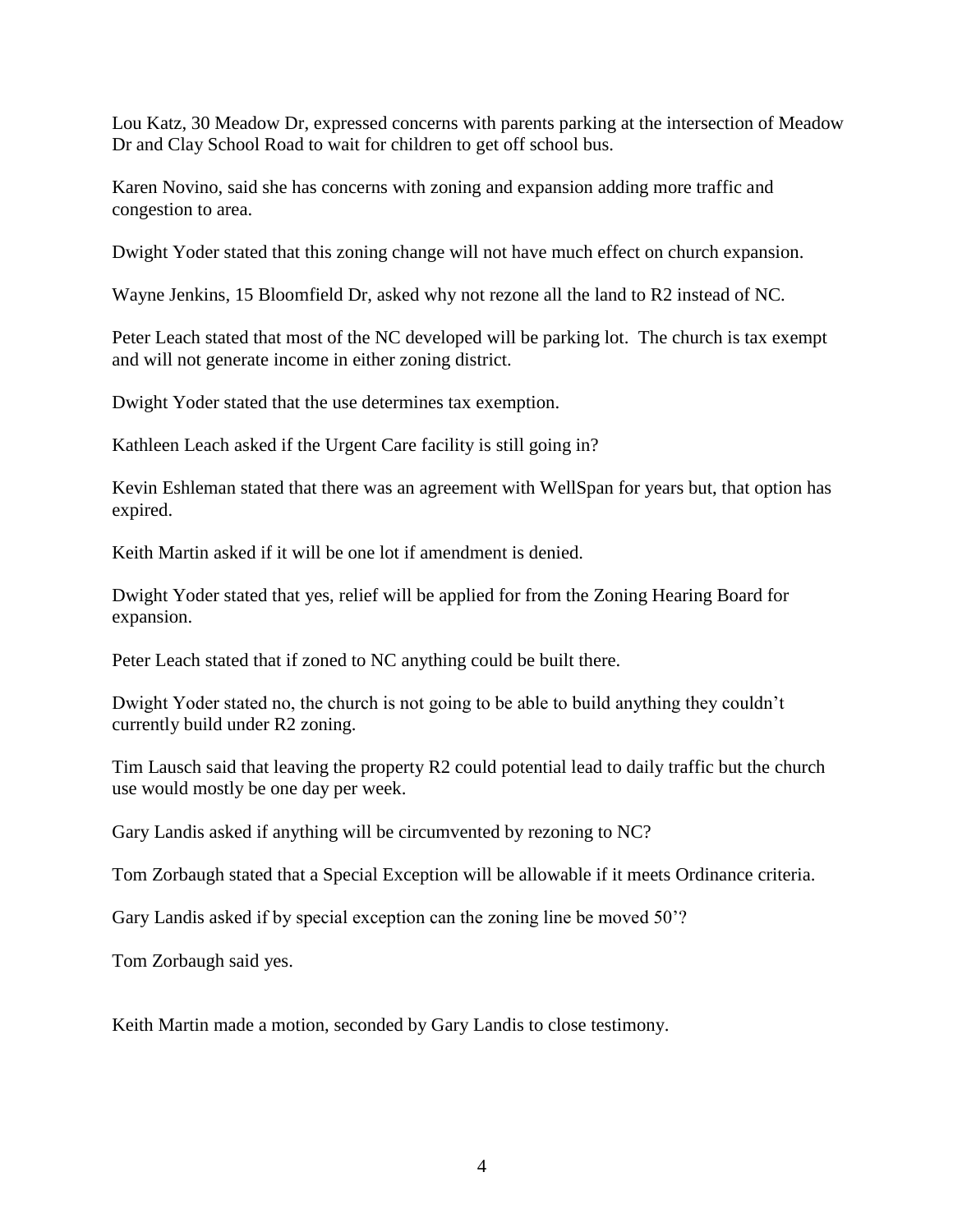Lou Katz, 30 Meadow Dr, expressed concerns with parents parking at the intersection of Meadow Dr and Clay School Road to wait for children to get off school bus.

Karen Novino, said she has concerns with zoning and expansion adding more traffic and congestion to area.

Dwight Yoder stated that this zoning change will not have much effect on church expansion.

Wayne Jenkins, 15 Bloomfield Dr, asked why not rezone all the land to R2 instead of NC.

Peter Leach stated that most of the NC developed will be parking lot. The church is tax exempt and will not generate income in either zoning district.

Dwight Yoder stated that the use determines tax exemption.

Kathleen Leach asked if the Urgent Care facility is still going in?

Kevin Eshleman stated that there was an agreement with WellSpan for years but, that option has expired.

Keith Martin asked if it will be one lot if amendment is denied.

Dwight Yoder stated that yes, relief will be applied for from the Zoning Hearing Board for expansion.

Peter Leach stated that if zoned to NC anything could be built there.

Dwight Yoder stated no, the church is not going to be able to build anything they couldn't currently build under R2 zoning.

Tim Lausch said that leaving the property R2 could potential lead to daily traffic but the church use would mostly be one day per week.

Gary Landis asked if anything will be circumvented by rezoning to NC?

Tom Zorbaugh stated that a Special Exception will be allowable if it meets Ordinance criteria.

Gary Landis asked if by special exception can the zoning line be moved 50'?

Tom Zorbaugh said yes.

Keith Martin made a motion, seconded by Gary Landis to close testimony.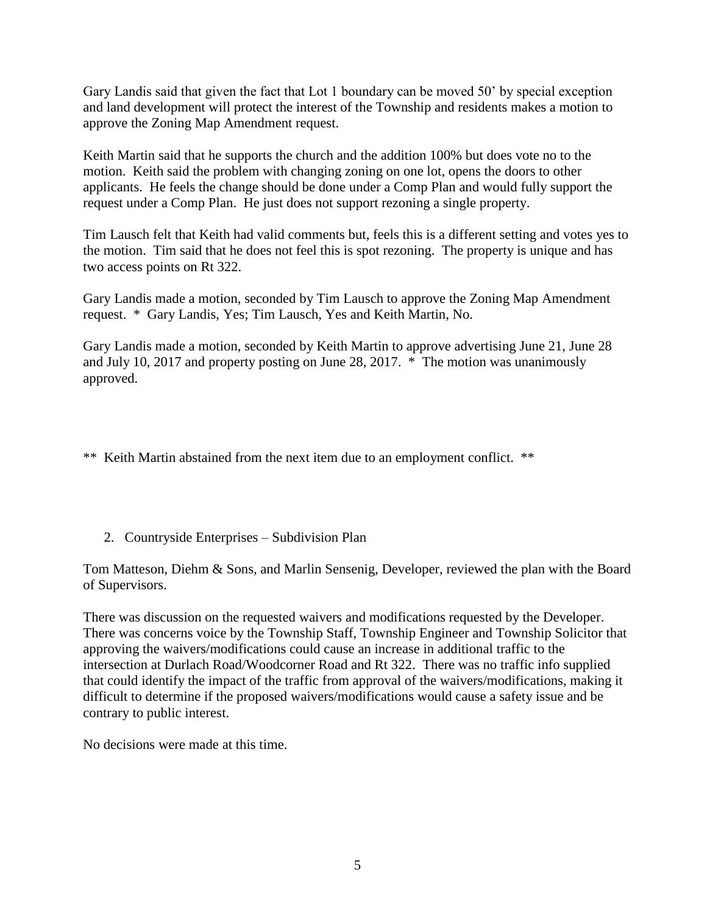Gary Landis said that given the fact that Lot 1 boundary can be moved 50' by special exception and land development will protect the interest of the Township and residents makes a motion to approve the Zoning Map Amendment request.

Keith Martin said that he supports the church and the addition 100% but does vote no to the motion. Keith said the problem with changing zoning on one lot, opens the doors to other applicants. He feels the change should be done under a Comp Plan and would fully support the request under a Comp Plan. He just does not support rezoning a single property.

Tim Lausch felt that Keith had valid comments but, feels this is a different setting and votes yes to the motion. Tim said that he does not feel this is spot rezoning. The property is unique and has two access points on Rt 322.

Gary Landis made a motion, seconded by Tim Lausch to approve the Zoning Map Amendment request. * Gary Landis, Yes; Tim Lausch, Yes and Keith Martin, No.

Gary Landis made a motion, seconded by Keith Martin to approve advertising June 21, June 28 and July 10, 2017 and property posting on June 28, 2017. * The motion was unanimously approved.

** Keith Martin abstained from the next item due to an employment conflict. **

2. Countryside Enterprises – Subdivision Plan

Tom Matteson, Diehm & Sons, and Marlin Sensenig, Developer, reviewed the plan with the Board of Supervisors.

There was discussion on the requested waivers and modifications requested by the Developer. There was concerns voice by the Township Staff, Township Engineer and Township Solicitor that approving the waivers/modifications could cause an increase in additional traffic to the intersection at Durlach Road/Woodcorner Road and Rt 322. There was no traffic info supplied that could identify the impact of the traffic from approval of the waivers/modifications, making it difficult to determine if the proposed waivers/modifications would cause a safety issue and be contrary to public interest.

No decisions were made at this time.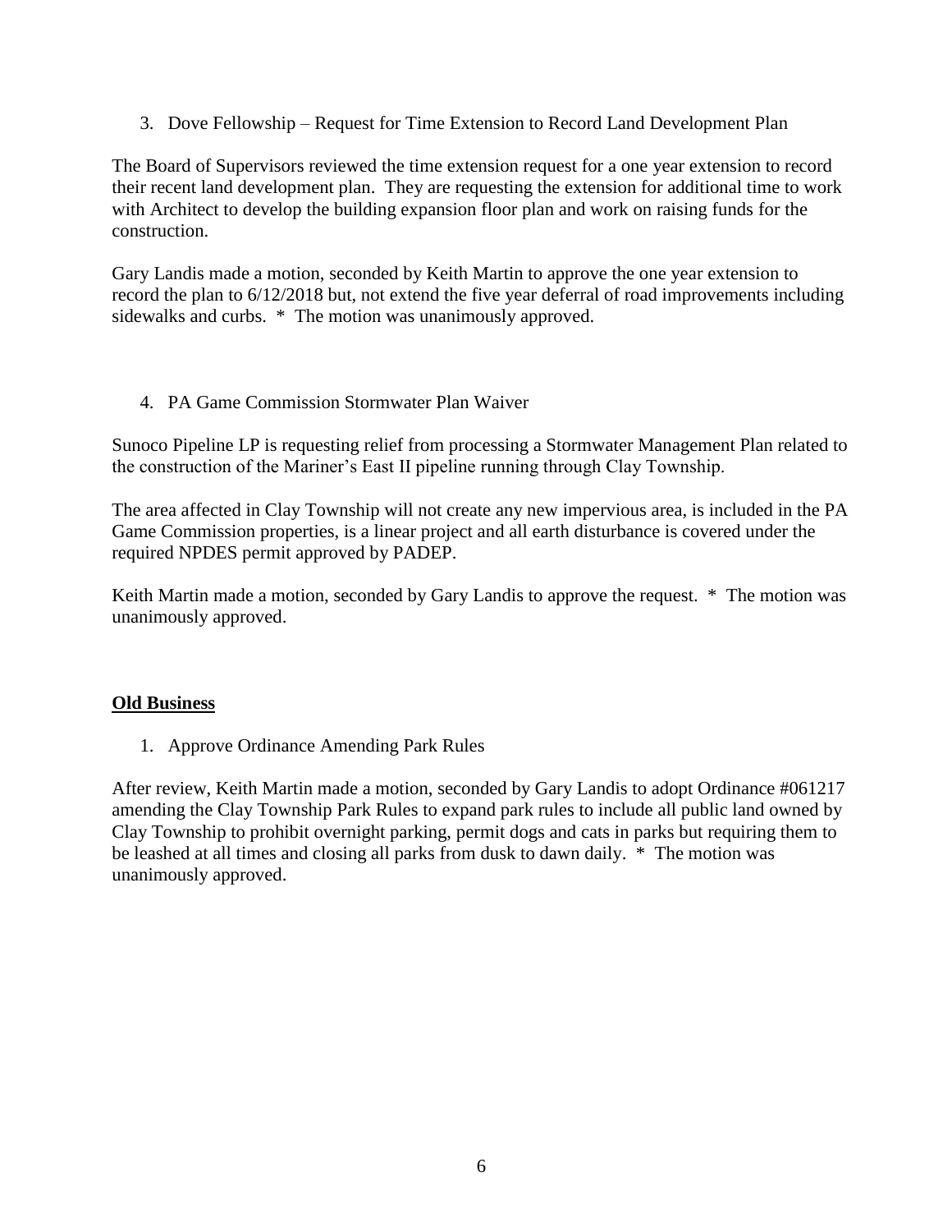3. Dove Fellowship – Request for Time Extension to Record Land Development Plan

The Board of Supervisors reviewed the time extension request for a one year extension to record their recent land development plan. They are requesting the extension for additional time to work with Architect to develop the building expansion floor plan and work on raising funds for the construction.

Gary Landis made a motion, seconded by Keith Martin to approve the one year extension to record the plan to 6/12/2018 but, not extend the five year deferral of road improvements including sidewalks and curbs. * The motion was unanimously approved.

4. PA Game Commission Stormwater Plan Waiver

Sunoco Pipeline LP is requesting relief from processing a Stormwater Management Plan related to the construction of the Mariner's East II pipeline running through Clay Township.

The area affected in Clay Township will not create any new impervious area, is included in the PA Game Commission properties, is a linear project and all earth disturbance is covered under the required NPDES permit approved by PADEP.

Keith Martin made a motion, seconded by Gary Landis to approve the request. * The motion was unanimously approved.

## **Old Business**

1. Approve Ordinance Amending Park Rules

After review, Keith Martin made a motion, seconded by Gary Landis to adopt Ordinance #061217 amending the Clay Township Park Rules to expand park rules to include all public land owned by Clay Township to prohibit overnight parking, permit dogs and cats in parks but requiring them to be leashed at all times and closing all parks from dusk to dawn daily. * The motion was unanimously approved.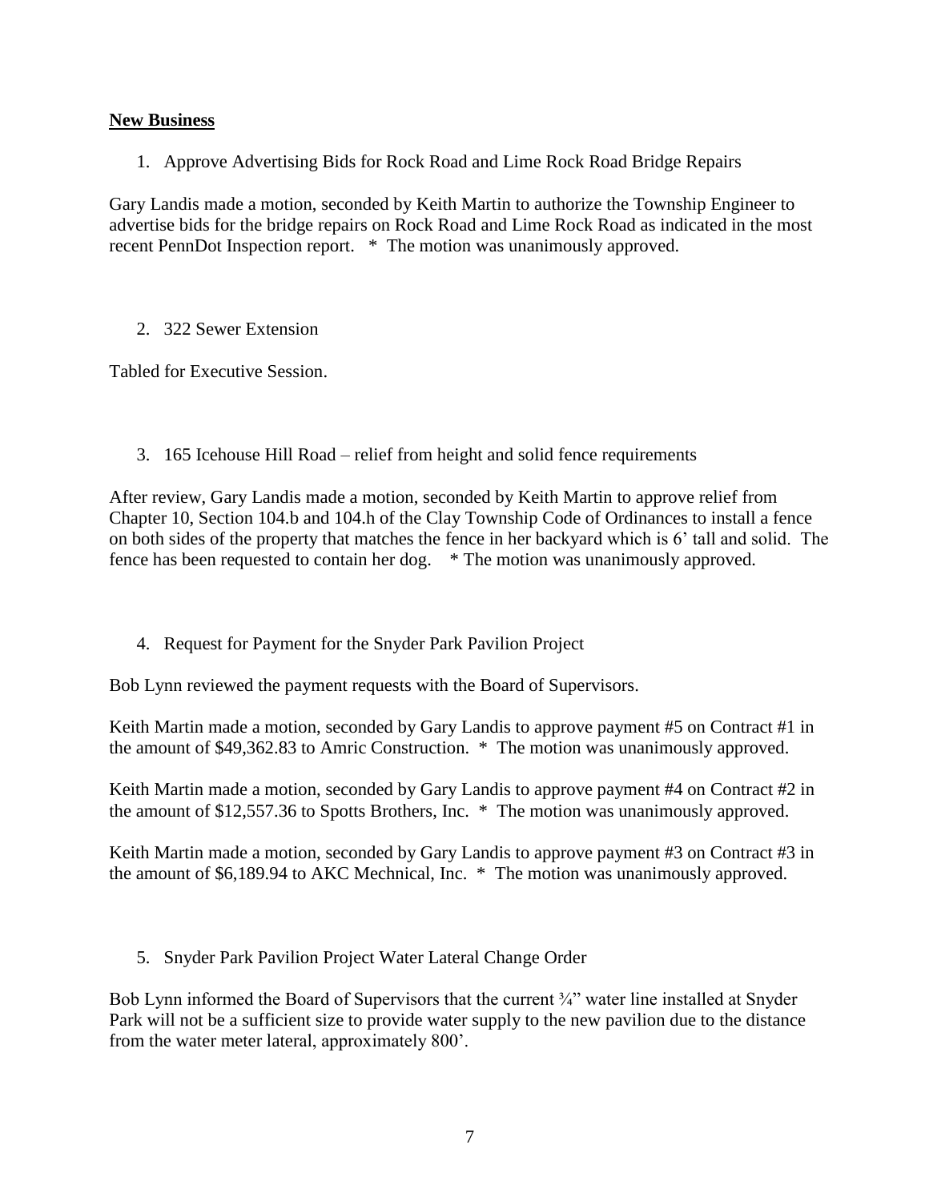**New Business**

1. Approve Advertising Bids for Rock Road and Lime Rock Road Bridge Repairs

Gary Landis made a motion, seconded by Keith Martin to authorize the Township Engineer to advertise bids for the bridge repairs on Rock Road and Lime Rock Road as indicated in the most recent PennDot Inspection report. * The motion was unanimously approved.

2. 322 Sewer Extension

Tabled for Executive Session.

3. 165 Icehouse Hill Road – relief from height and solid fence requirements

After review, Gary Landis made a motion, seconded by Keith Martin to approve relief from Chapter 10, Section 104.b and 104.h of the Clay Township Code of Ordinances to install a fence on both sides of the property that matches the fence in her backyard which is 6' tall and solid. The fence has been requested to contain her dog. * The motion was unanimously approved.

4. Request for Payment for the Snyder Park Pavilion Project

Bob Lynn reviewed the payment requests with the Board of Supervisors.

Keith Martin made a motion, seconded by Gary Landis to approve payment #5 on Contract #1 in the amount of $49,362.83 to Amric Construction. * The motion was unanimously approved.

Keith Martin made a motion, seconded by Gary Landis to approve payment #4 on Contract #2 in the amount of $12,557.36 to Spotts Brothers, Inc. * The motion was unanimously approved.

Keith Martin made a motion, seconded by Gary Landis to approve payment #3 on Contract #3 in the amount of $6,189.94 to AKC Mechnical, Inc. * The motion was unanimously approved.

5. Snyder Park Pavilion Project Water Lateral Change Order

Bob Lynn informed the Board of Supervisors that the current ¾" water line installed at Snyder Park will not be a sufficient size to provide water supply to the new pavilion due to the distance from the water meter lateral, approximately 800'.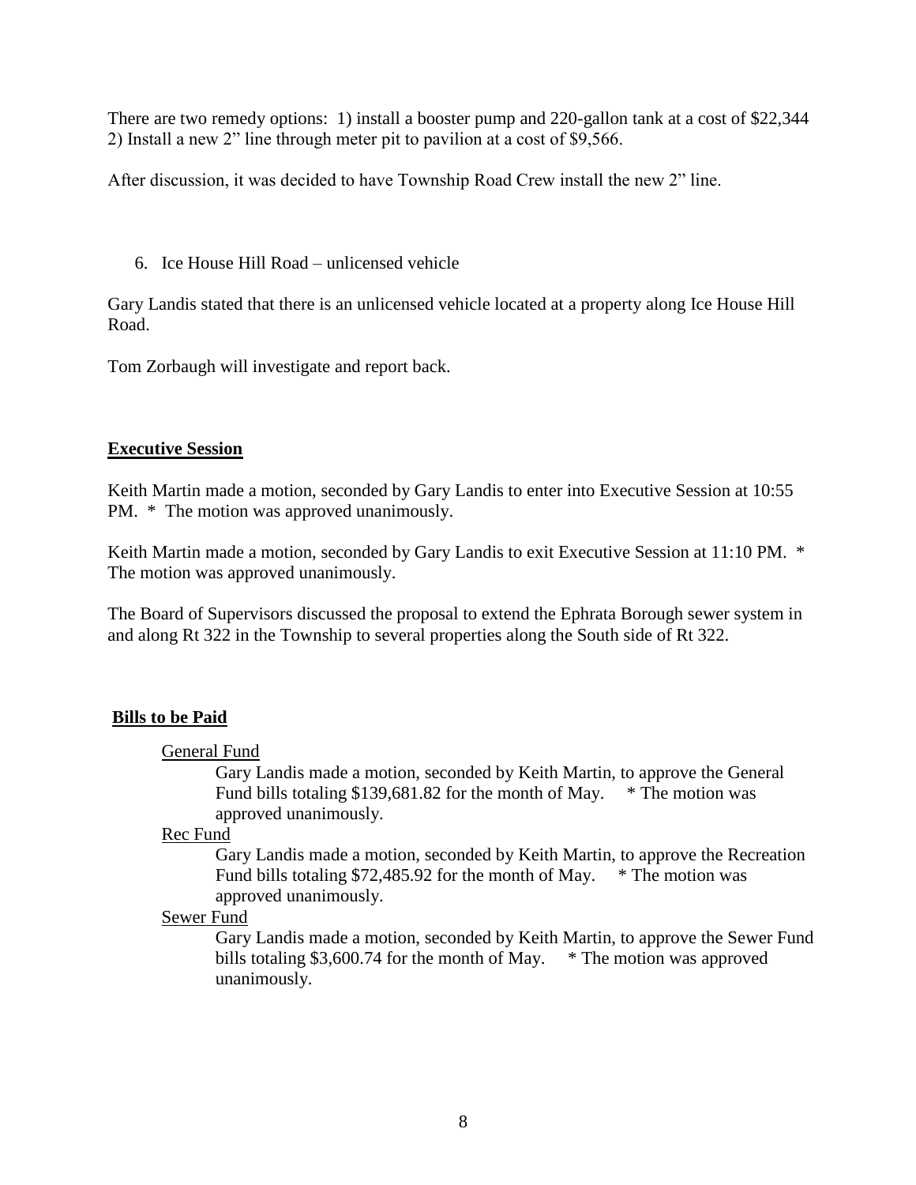There are two remedy options: 1) install a booster pump and 220-gallon tank at a cost of $22,344 2) Install a new 2" line through meter pit to pavilion at a cost of $9,566.

After discussion, it was decided to have Township Road Crew install the new 2" line.

6. Ice House Hill Road – unlicensed vehicle

Gary Landis stated that there is an unlicensed vehicle located at a property along Ice House Hill Road.

Tom Zorbaugh will investigate and report back.

**Executive Session**

Keith Martin made a motion, seconded by Gary Landis to enter into Executive Session at 10:55 PM. * The motion was approved unanimously.

Keith Martin made a motion, seconded by Gary Landis to exit Executive Session at 11:10 PM. * The motion was approved unanimously.

The Board of Supervisors discussed the proposal to extend the Ephrata Borough sewer system in and along Rt 322 in the Township to several properties along the South side of Rt 322.

**Bills to be Paid**

General Fund

Gary Landis made a motion, seconded by Keith Martin, to approve the General Fund bills totaling $139,681.82 for the month of May. * The motion was approved unanimously.

Rec Fund

Gary Landis made a motion, seconded by Keith Martin, to approve the Recreation Fund bills totaling $72,485.92 for the month of May. * The motion was approved unanimously.

Sewer Fund

Gary Landis made a motion, seconded by Keith Martin, to approve the Sewer Fund bills totaling $3,600.74 for the month of May. * The motion was approved unanimously.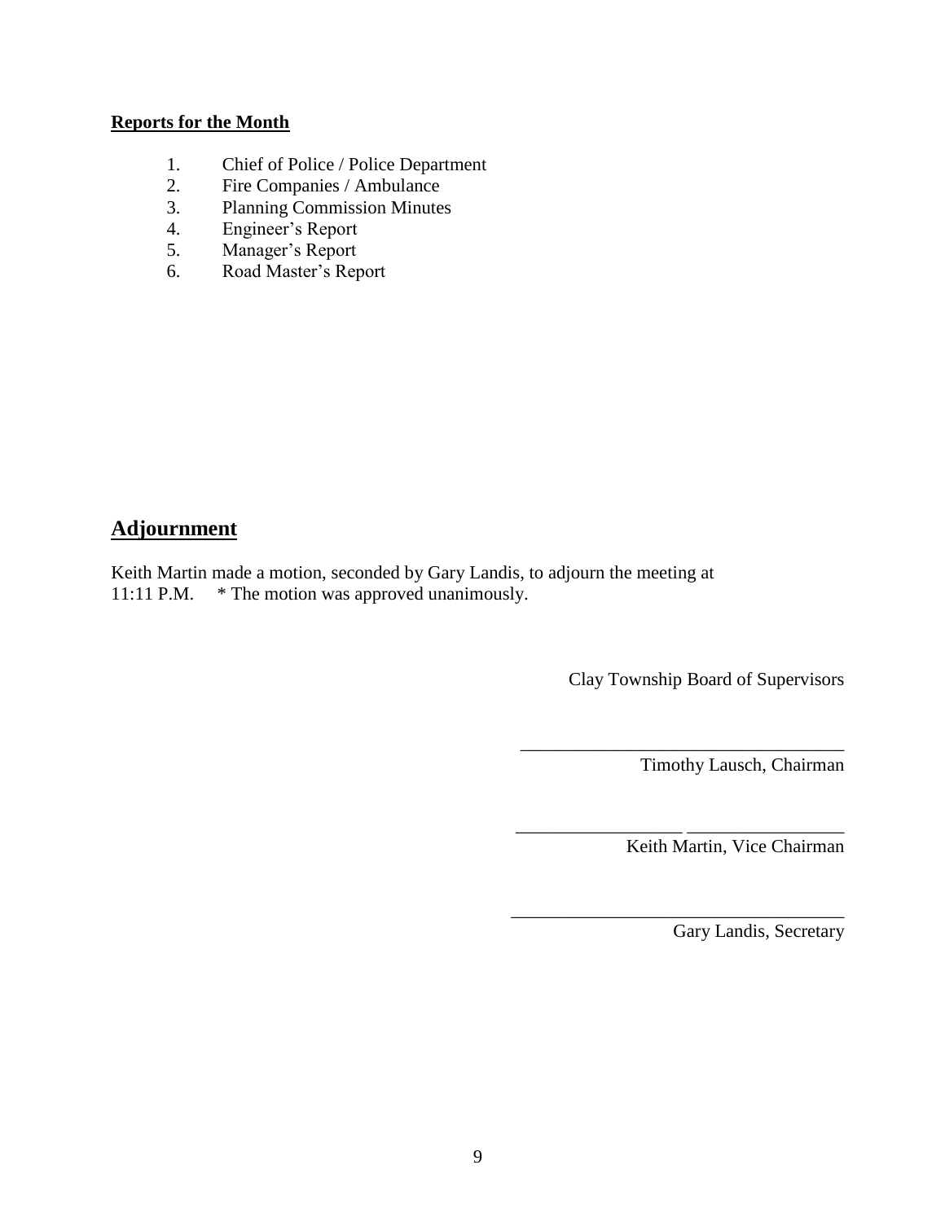**Reports for the Month**

1. Chief of Police / Police Department
2. Fire Companies / Ambulance
3. Planning Commission Minutes
4. Engineer's Report
5. Manager's Report
6. Road Master's Report

## Adjournment

Keith Martin made a motion, seconded by Gary Landis, to adjourn the meeting at 11:11 P.M. * The motion was approved unanimously.

Clay Township Board of Supervisors

___________________________________
Timothy Lausch, Chairman

___________________________________
Keith Martin, Vice Chairman

___________________________________
Gary Landis, Secretary